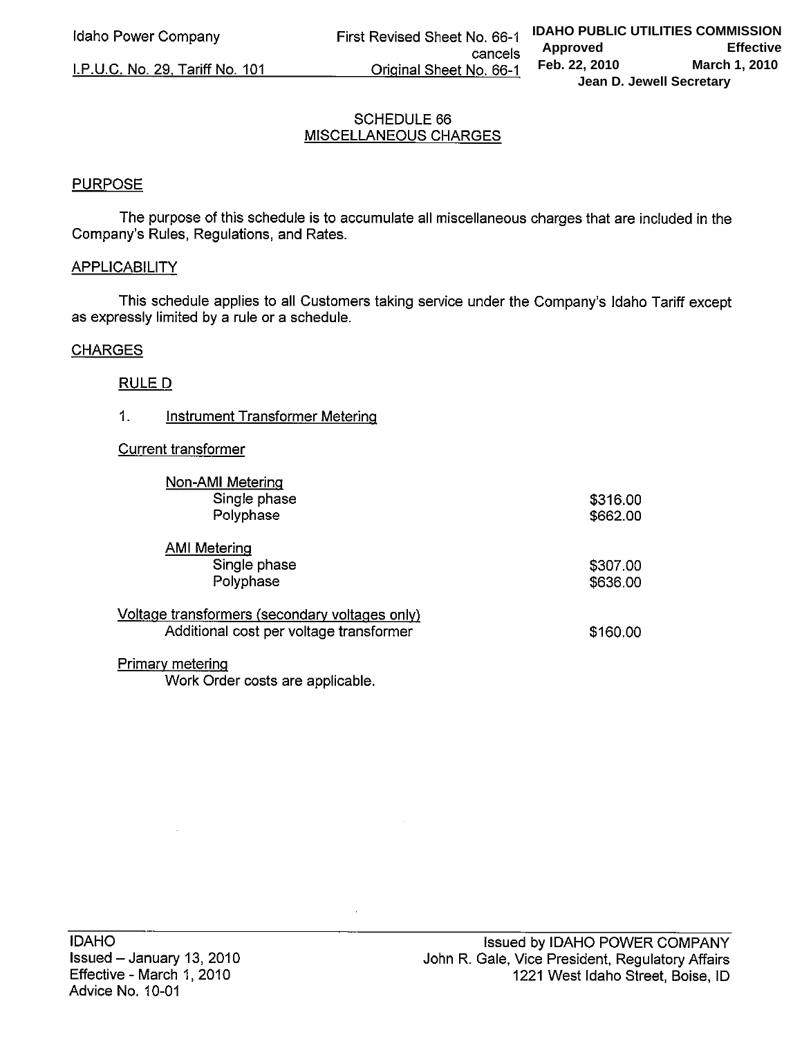Idaho Power Company

I.P.U.C. No. 29, Tariff No. 101

First Revised Sheet No. 66-1 cancels Original Sheet No. 66-1

IDAHO PUBLIC UTILITIES COMMISSION
Approved Feb. 22, 2010
Effective March 1, 2010
Jean D. Jewell Secretary

# SCHEDULE 66
## MISCELLANEOUS CHARGES

### PURPOSE

The purpose of this schedule is to accumulate all miscellaneous charges that are included in the Company's Rules, Regulations, and Rates.

### APPLICABILITY

This schedule applies to all Customers taking service under the Company's Idaho Tariff except as expressly limited by a rule or a schedule.

### CHARGES

#### RULE D

1. Instrument Transformer Metering

Current transformer

| | |
|---|---|
| **Non-AMI Metering** | |
| Single phase | $316.00 |
| Polyphase | $662.00 |
| **AMI Metering** | |
| Single phase | $307.00 |
| Polyphase | $636.00 |

Voltage transformers (secondary voltages only)

| | |
|---|---|
| Additional cost per voltage transformer | $160.00 |

Primary metering

Work Order costs are applicable.

IDAHO
Issued – January 13, 2010
Effective - March 1, 2010
Advice No. 10-01

Issued by IDAHO POWER COMPANY
John R. Gale, Vice President, Regulatory Affairs
1221 West Idaho Street, Boise, ID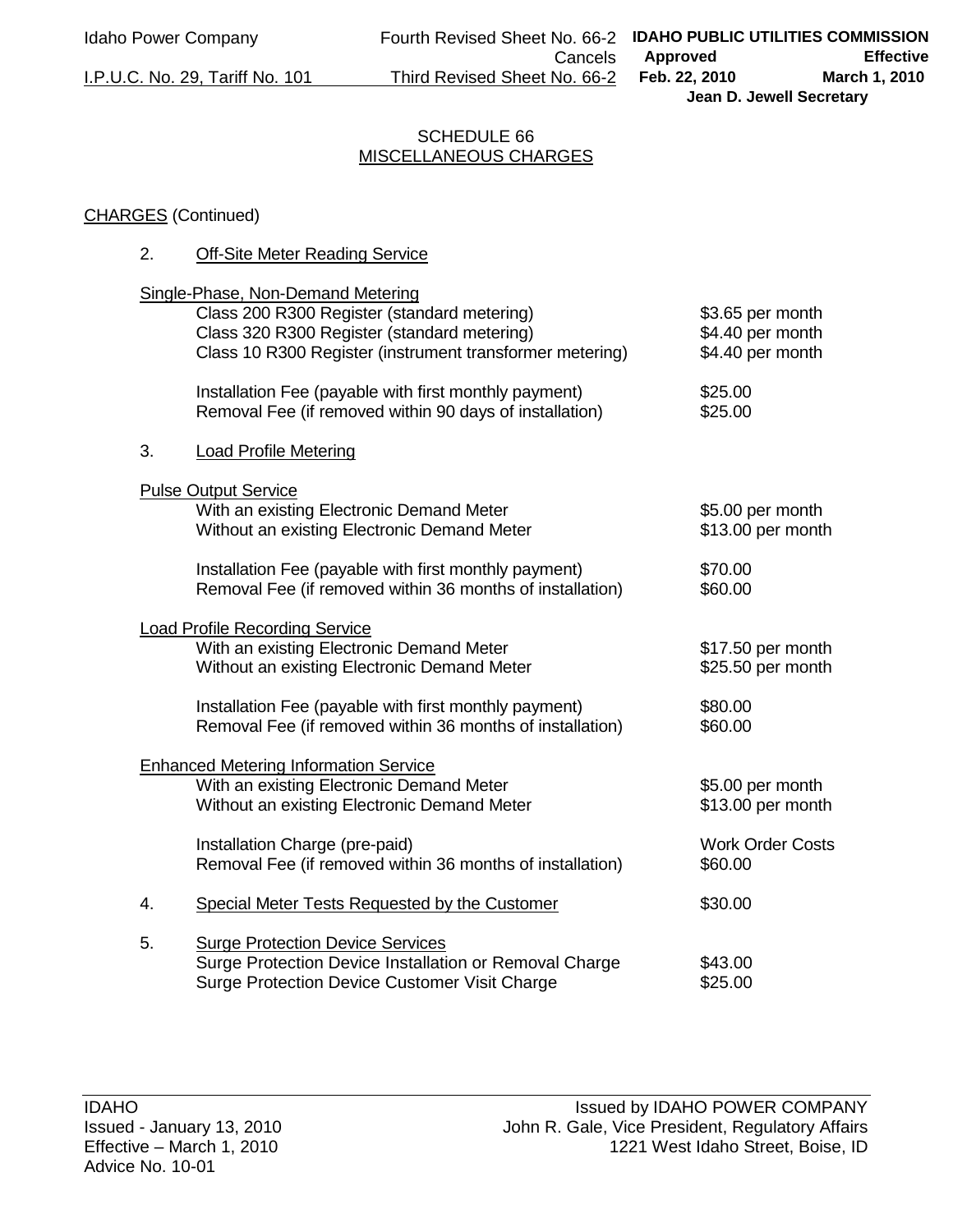Idaho Power Company | Fourth Revised Sheet No. 66-2 Cancels Third Revised Sheet No. 66-2 | I.P.U.C. No. 29, Tariff No. 101

IDAHO PUBLIC UTILITIES COMMISSION
Approved Feb. 22, 2010 Effective March 1, 2010
Jean D. Jewell Secretary

# SCHEDULE 66
## MISCELLANEOUS CHARGES

CHARGES (Continued)

2. Off-Site Meter Reading Service

| | |
|---|---|
| **Single-Phase, Non-Demand Metering** | |
| Class 200 R300 Register (standard metering) | $3.65 per month |
| Class 320 R300 Register (standard metering) | $4.40 per month |
| Class 10 R300 Register (instrument transformer metering) | $4.40 per month |
| Installation Fee (payable with first monthly payment) | $25.00 |
| Removal Fee (if removed within 90 days of installation) | $25.00 |

3. Load Profile Metering

| | |
|---|---|
| **Pulse Output Service** | |
| With an existing Electronic Demand Meter | $5.00 per month |
| Without an existing Electronic Demand Meter | $13.00 per month |
| Installation Fee (payable with first monthly payment) | $70.00 |
| Removal Fee (if removed within 36 months of installation) | $60.00 |
| **Load Profile Recording Service** | |
| With an existing Electronic Demand Meter | $17.50 per month |
| Without an existing Electronic Demand Meter | $25.50 per month |
| Installation Fee (payable with first monthly payment) | $80.00 |
| Removal Fee (if removed within 36 months of installation) | $60.00 |
| **Enhanced Metering Information Service** | |
| With an existing Electronic Demand Meter | $5.00 per month |
| Without an existing Electronic Demand Meter | $13.00 per month |
| Installation Charge (pre-paid) | Work Order Costs |
| Removal Fee (if removed within 36 months of installation) | $60.00 |

4. Special Meter Tests Requested by the Customer — $30.00

5. Surge Protection Device Services

| | |
|---|---|
| Surge Protection Device Installation or Removal Charge | $43.00 |
| Surge Protection Device Customer Visit Charge | $25.00 |

IDAHO
Issued - January 13, 2010
Effective – March 1, 2010
Advice No. 10-01

Issued by IDAHO POWER COMPANY
John R. Gale, Vice President, Regulatory Affairs
1221 West Idaho Street, Boise, ID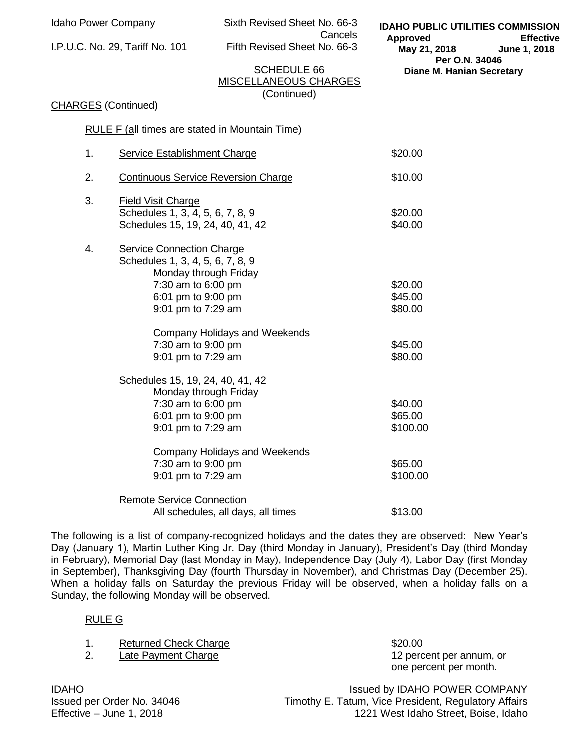Idaho Power Company — Sixth Revised Sheet No. 66-3, Cancels Fifth Revised Sheet No. 66-3

I.P.U.C. No. 29, Tariff No. 101

**IDAHO PUBLIC UTILITIES COMMISSION**
**Approved** May 21, 2018 — **Effective** June 1, 2018
**Per O.N. 34046**
**Diane M. Hanian Secretary**

# SCHEDULE 66
## MISCELLANEOUS CHARGES
(Continued)

CHARGES (Continued)

RULE F (all times are stated in Mountain Time)

| | | |
|---|---|---|
| 1. | Service Establishment Charge | $20.00 |
| 2. | Continuous Service Reversion Charge | $10.00 |
| 3. | Field Visit Charge | |
| | Schedules 1, 3, 4, 5, 6, 7, 8, 9 | $20.00 |
| | Schedules 15, 19, 24, 40, 41, 42 | $40.00 |
| 4. | Service Connection Charge | |
| | Schedules 1, 3, 4, 5, 6, 7, 8, 9 | |
| | Monday through Friday | |
| | 7:30 am to 6:00 pm | $20.00 |
| | 6:01 pm to 9:00 pm | $45.00 |
| | 9:01 pm to 7:29 am | $80.00 |
| | Company Holidays and Weekends | |
| | 7:30 am to 9:00 pm | $45.00 |
| | 9:01 pm to 7:29 am | $80.00 |
| | Schedules 15, 19, 24, 40, 41, 42 | |
| | Monday through Friday | |
| | 7:30 am to 6:00 pm | $40.00 |
| | 6:01 pm to 9:00 pm | $65.00 |
| | 9:01 pm to 7:29 am | $100.00 |
| | Company Holidays and Weekends | |
| | 7:30 am to 9:00 pm | $65.00 |
| | 9:01 pm to 7:29 am | $100.00 |
| | Remote Service Connection | |
| | All schedules, all days, all times | $13.00 |

The following is a list of company-recognized holidays and the dates they are observed: New Year's Day (January 1), Martin Luther King Jr. Day (third Monday in January), President's Day (third Monday in February), Memorial Day (last Monday in May), Independence Day (July 4), Labor Day (first Monday in September), Thanksgiving Day (fourth Thursday in November), and Christmas Day (December 25). When a holiday falls on Saturday the previous Friday will be observed, when a holiday falls on a Sunday, the following Monday will be observed.

RULE G

| | | |
|---|---|---|
| 1. | Returned Check Charge | $20.00 |
| 2. | Late Payment Charge | 12 percent per annum, or one percent per month. |

IDAHO
Issued per Order No. 34046
Effective – June 1, 2018

Issued by IDAHO POWER COMPANY
Timothy E. Tatum, Vice President, Regulatory Affairs
1221 West Idaho Street, Boise, Idaho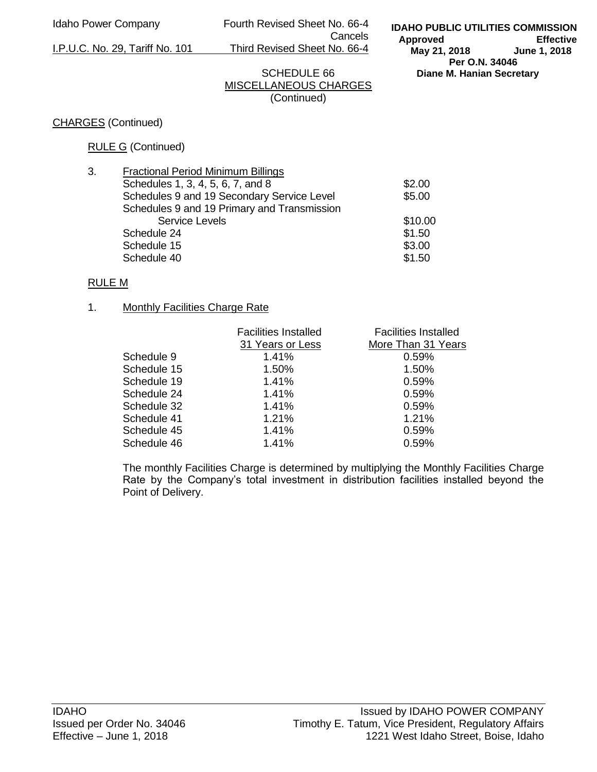SCHEDULE 66
MISCELLANEOUS CHARGES
(Continued)

CHARGES (Continued)

RULE G (Continued)

3. Fractional Period Minimum Billings

| | |
|---|---|
| Schedules 1, 3, 4, 5, 6, 7, and 8 | $2.00 |
| Schedules 9 and 19 Secondary Service Level | $5.00 |
| Schedules 9 and 19 Primary and Transmission Service Levels | $10.00 |
| Schedule 24 | $1.50 |
| Schedule 15 | $3.00 |
| Schedule 40 | $1.50 |

RULE M

1. Monthly Facilities Charge Rate

| | Facilities Installed 31 Years or Less | Facilities Installed More Than 31 Years |
|---|---|---|
| Schedule 9 | 1.41% | 0.59% |
| Schedule 15 | 1.50% | 1.50% |
| Schedule 19 | 1.41% | 0.59% |
| Schedule 24 | 1.41% | 0.59% |
| Schedule 32 | 1.41% | 0.59% |
| Schedule 41 | 1.21% | 1.21% |
| Schedule 45 | 1.41% | 0.59% |
| Schedule 46 | 1.41% | 0.59% |

The monthly Facilities Charge is determined by multiplying the Monthly Facilities Charge Rate by the Company's total investment in distribution facilities installed beyond the Point of Delivery.